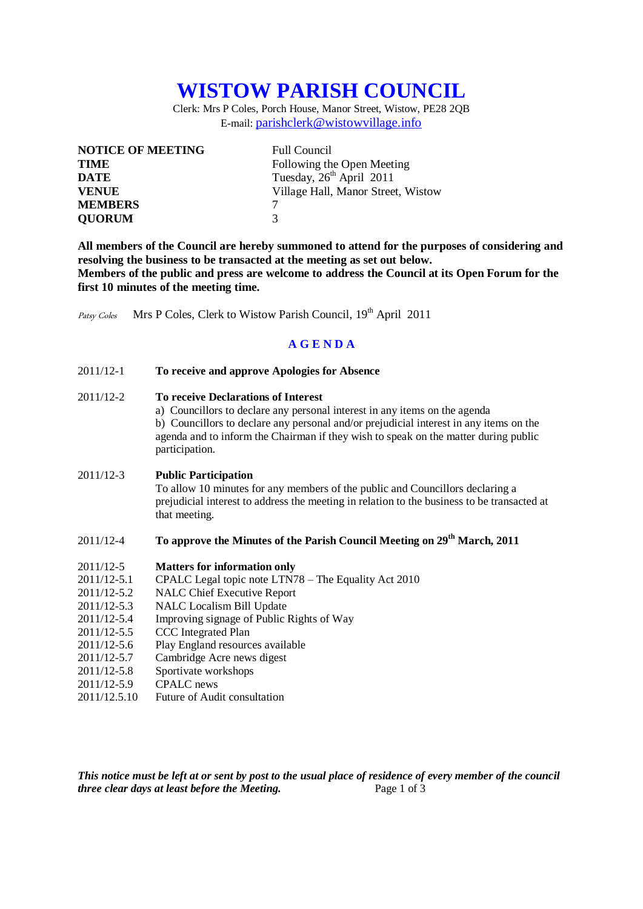# WISTOW PARISH COUNCIL

Clerk: Mrs P Coles, Porch House, Manor Street, Wistow, PE28 2QB
E-mail: parishclerk@wistowvillage.info

| | |
|---|---|
| **NOTICE OF MEETING** | Full Council |
| **TIME** | Following the Open Meeting |
| **DATE** | Tuesday, 26th April 2011 |
| **VENUE** | Village Hall, Manor Street, Wistow |
| **MEMBERS** | 7 |
| **QUORUM** | 3 |

**All members of the Council are hereby summoned to attend for the purposes of considering and resolving the business to be transacted at the meeting as set out below.**
**Members of the public and press are welcome to address the Council at its Open Forum for the first 10 minutes of the meeting time.**

*Patsy Coles* Mrs P Coles, Clerk to Wistow Parish Council, 19th April 2011

## A G E N D A

2011/12-1 **To receive and approve Apologies for Absence**

2011/12-2 **To receive Declarations of Interest**
a) Councillors to declare any personal interest in any items on the agenda
b) Councillors to declare any personal and/or prejudicial interest in any items on the agenda and to inform the Chairman if they wish to speak on the matter during public participation.

2011/12-3 **Public Participation**
To allow 10 minutes for any members of the public and Councillors declaring a prejudicial interest to address the meeting in relation to the business to be transacted at that meeting.

2011/12-4 **To approve the Minutes of the Parish Council Meeting on 29th March, 2011**

2011/12-5 **Matters for information only**
2011/12-5.1 CPALC Legal topic note LTN78 – The Equality Act 2010
2011/12-5.2 NALC Chief Executive Report
2011/12-5.3 NALC Localism Bill Update
2011/12-5.4 Improving signage of Public Rights of Way
2011/12-5.5 CCC Integrated Plan
2011/12-5.6 Play England resources available
2011/12-5.7 Cambridge Acre news digest
2011/12-5.8 Sportivate workshops
2011/12-5.9 CPALC news
2011/12.5.10 Future of Audit consultation

***This notice must be left at or sent by post to the usual place of residence of every member of the council three clear days at least before the Meeting.***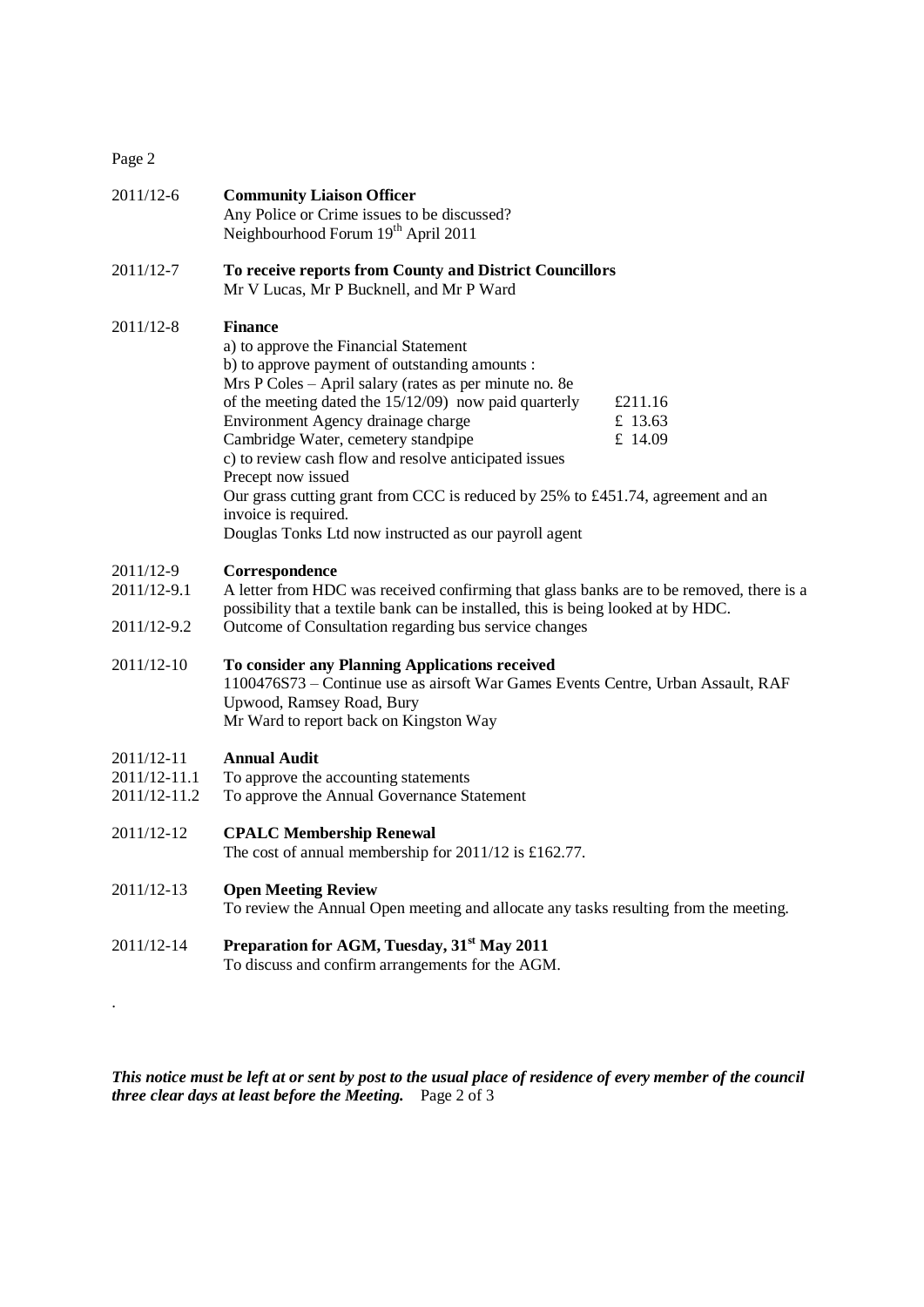2011/12-6 **Community Liaison Officer**
Any Police or Crime issues to be discussed?
Neighbourhood Forum 19th April 2011

2011/12-7 **To receive reports from County and District Councillors**
Mr V Lucas, Mr P Bucknell, and Mr P Ward

2011/12-8 **Finance**
a) to approve the Financial Statement
b) to approve payment of outstanding amounts :

| | |
|---|---|
| Mrs P Coles – April salary (rates as per minute no. 8e of the meeting dated the 15/12/09) now paid quarterly | £211.16 |
| Environment Agency drainage charge | £ 13.63 |
| Cambridge Water, cemetery standpipe | £ 14.09 |

c) to review cash flow and resolve anticipated issues
Precept now issued
Our grass cutting grant from CCC is reduced by 25% to £451.74, agreement and an invoice is required.
Douglas Tonks Ltd now instructed as our payroll agent

2011/12-9 **Correspondence**

2011/12-9.1 A letter from HDC was received confirming that glass banks are to be removed, there is a possibility that a textile bank can be installed, this is being looked at by HDC.

2011/12-9.2 Outcome of Consultation regarding bus service changes

2011/12-10 **To consider any Planning Applications received**
1100476S73 – Continue use as airsoft War Games Events Centre, Urban Assault, RAF Upwood, Ramsey Road, Bury
Mr Ward to report back on Kingston Way

2011/12-11 **Annual Audit**

2011/12-11.1 To approve the accounting statements

2011/12-11.2 To approve the Annual Governance Statement

2011/12-12 **CPALC Membership Renewal**
The cost of annual membership for 2011/12 is £162.77.

2011/12-13 **Open Meeting Review**
To review the Annual Open meeting and allocate any tasks resulting from the meeting.

2011/12-14 **Preparation for AGM, Tuesday, 31st May 2011**
To discuss and confirm arrangements for the AGM.

.

***This notice must be left at or sent by post to the usual place of residence of every member of the council three clear days at least before the Meeting.***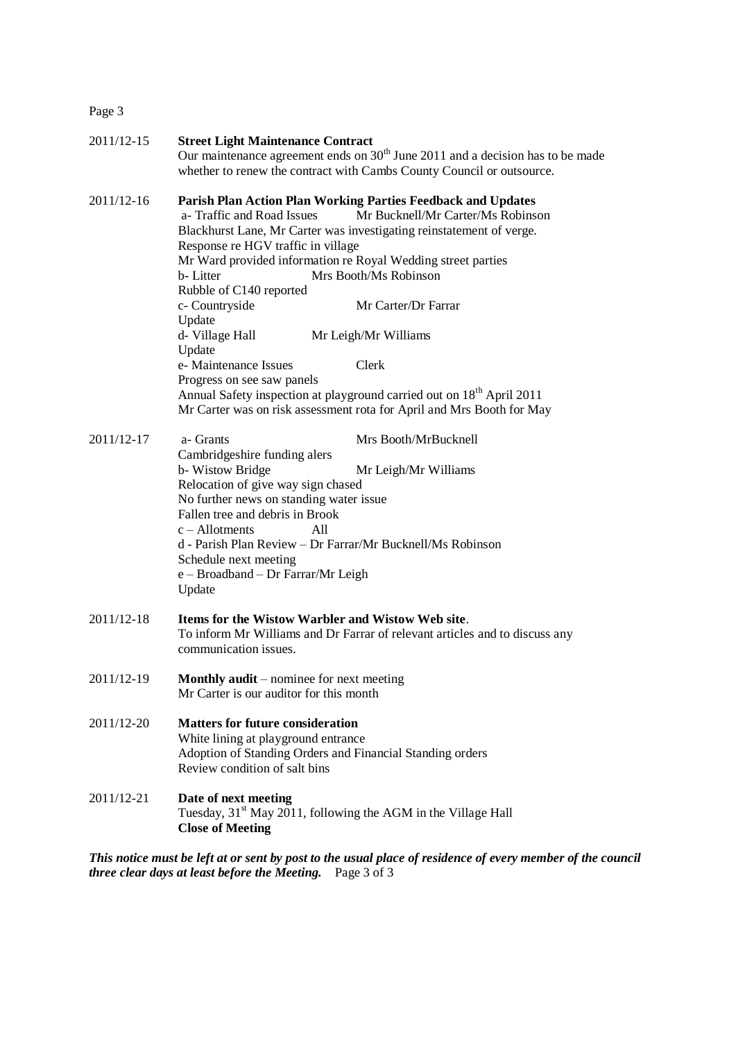**2011/12-15 Street Light Maintenance Contract**

Our maintenance agreement ends on 30th June 2011 and a decision has to be made whether to renew the contract with Cambs County Council or outsource.

**2011/12-16 Parish Plan Action Plan Working Parties Feedback and Updates**

a- Traffic and Road Issues — Mr Bucknell/Mr Carter/Ms Robinson

Blackhurst Lane, Mr Carter was investigating reinstatement of verge.
Response re HGV traffic in village
Mr Ward provided information re Royal Wedding street parties

b- Litter — Mrs Booth/Ms Robinson

Rubble of C140 reported

c- Countryside — Mr Carter/Dr Farrar

Update

d- Village Hall — Mr Leigh/Mr Williams

Update

e- Maintenance Issues — Clerk

Progress on see saw panels
Annual Safety inspection at playground carried out on 18th April 2011
Mr Carter was on risk assessment rota for April and Mrs Booth for May

**2011/12-17**

a- Grants — Mrs Booth/MrBucknell

Cambridgeshire funding alers

b- Wistow Bridge — Mr Leigh/Mr Williams

Relocation of give way sign chased
No further news on standing water issue
Fallen tree and debris in Brook

c – Allotments — All

d - Parish Plan Review – Dr Farrar/Mr Bucknell/Ms Robinson

Schedule next meeting

e – Broadband – Dr Farrar/Mr Leigh

Update

**2011/12-18 Items for the Wistow Warbler and Wistow Web site**.

To inform Mr Williams and Dr Farrar of relevant articles and to discuss any communication issues.

**2011/12-19 Monthly audit** – nominee for next meeting

Mr Carter is our auditor for this month

**2011/12-20 Matters for future consideration**

White lining at playground entrance
Adoption of Standing Orders and Financial Standing orders
Review condition of salt bins

**2011/12-21 Date of next meeting**

Tuesday, 31st May 2011, following the AGM in the Village Hall

**Close of Meeting**

***This notice must be left at or sent by post to the usual place of residence of every member of the council three clear days at least before the Meeting.***